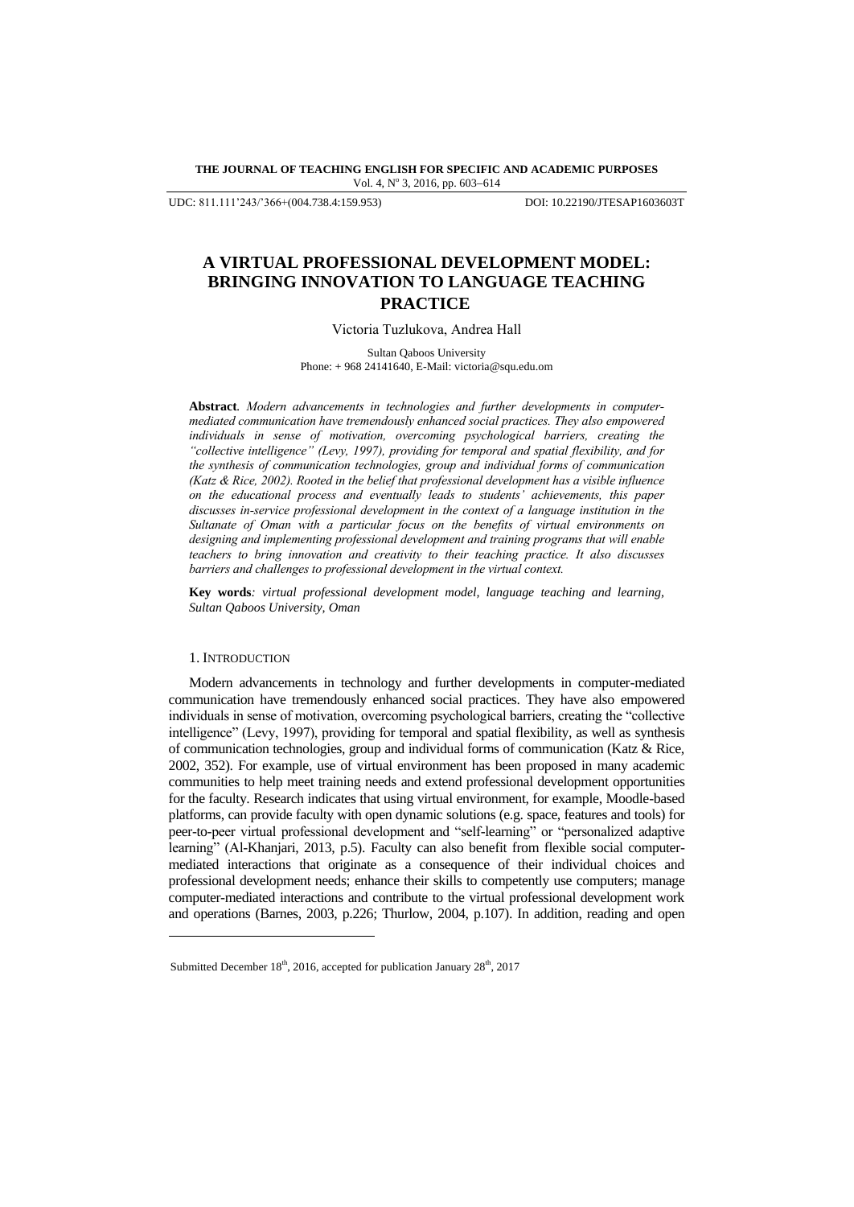# A VIRTUAL PROFESSIONAL DEVELOPMENT MODEL: BRINGING INNOVATION TO LANGUAGE TEACHING PRACTICE

Victoria Tuzlukova, Andrea Hall

Sultan Qaboos University
Phone: + 968 24141640, E-Mail: victoria@squ.edu.om

**Abstract***. Modern advancements in technologies and further developments in computer-mediated communication have tremendously enhanced social practices. They also empowered individuals in sense of motivation, overcoming psychological barriers, creating the "collective intelligence" (Levy, 1997), providing for temporal and spatial flexibility, and for the synthesis of communication technologies, group and individual forms of communication (Katz & Rice, 2002). Rooted in the belief that professional development has a visible influence on the educational process and eventually leads to students' achievements, this paper discusses in-service professional development in the context of a language institution in the Sultanate of Oman with a particular focus on the benefits of virtual environments on designing and implementing professional development and training programs that will enable teachers to bring innovation and creativity to their teaching practice. It also discusses barriers and challenges to professional development in the virtual context.*

**Key words***: virtual professional development model, language teaching and learning, Sultan Qaboos University, Oman*

## 1. Introduction

Modern advancements in technology and further developments in computer-mediated communication have tremendously enhanced social practices. They have also empowered individuals in sense of motivation, overcoming psychological barriers, creating the "collective intelligence" (Levy, 1997), providing for temporal and spatial flexibility, as well as synthesis of communication technologies, group and individual forms of communication (Katz & Rice, 2002, 352). For example, use of virtual environment has been proposed in many academic communities to help meet training needs and extend professional development opportunities for the faculty. Research indicates that using virtual environment, for example, Moodle-based platforms, can provide faculty with open dynamic solutions (e.g. space, features and tools) for peer-to-peer virtual professional development and "self-learning" or "personalized adaptive learning" (Al-Khanjari, 2013, p.5). Faculty can also benefit from flexible social computer-mediated interactions that originate as a consequence of their individual choices and professional development needs; enhance their skills to competently use computers; manage computer-mediated interactions and contribute to the virtual professional development work and operations (Barnes, 2003, p.226; Thurlow, 2004, p.107). In addition, reading and open

Submitted December 18th, 2016, accepted for publication January 28th, 2017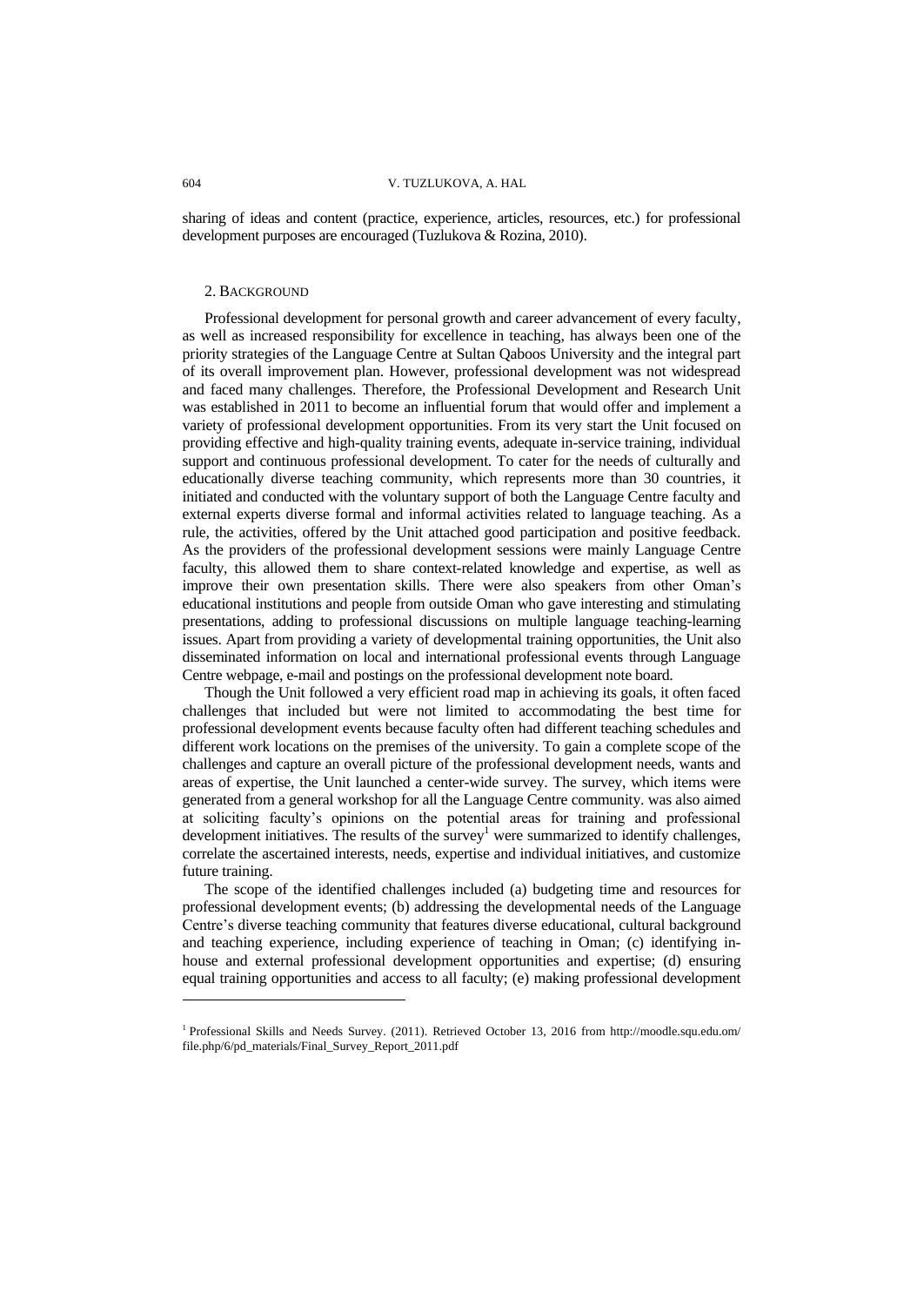sharing of ideas and content (practice, experience, articles, resources, etc.) for professional development purposes are encouraged (Tuzlukova & Rozina, 2010).

## 2. Background

Professional development for personal growth and career advancement of every faculty, as well as increased responsibility for excellence in teaching, has always been one of the priority strategies of the Language Centre at Sultan Qaboos University and the integral part of its overall improvement plan. However, professional development was not widespread and faced many challenges. Therefore, the Professional Development and Research Unit was established in 2011 to become an influential forum that would offer and implement a variety of professional development opportunities. From its very start the Unit focused on providing effective and high-quality training events, adequate in-service training, individual support and continuous professional development. To cater for the needs of culturally and educationally diverse teaching community, which represents more than 30 countries, it initiated and conducted with the voluntary support of both the Language Centre faculty and external experts diverse formal and informal activities related to language teaching. As a rule, the activities, offered by the Unit attached good participation and positive feedback. As the providers of the professional development sessions were mainly Language Centre faculty, this allowed them to share context-related knowledge and expertise, as well as improve their own presentation skills. There were also speakers from other Oman's educational institutions and people from outside Oman who gave interesting and stimulating presentations, adding to professional discussions on multiple language teaching-learning issues. Apart from providing a variety of developmental training opportunities, the Unit also disseminated information on local and international professional events through Language Centre webpage, e-mail and postings on the professional development note board.

Though the Unit followed a very efficient road map in achieving its goals, it often faced challenges that included but were not limited to accommodating the best time for professional development events because faculty often had different teaching schedules and different work locations on the premises of the university. To gain a complete scope of the challenges and capture an overall picture of the professional development needs, wants and areas of expertise, the Unit launched a center-wide survey. The survey, which items were generated from a general workshop for all the Language Centre community. was also aimed at soliciting faculty's opinions on the potential areas for training and professional development initiatives. The results of the survey[1] were summarized to identify challenges, correlate the ascertained interests, needs, expertise and individual initiatives, and customize future training.

The scope of the identified challenges included (a) budgeting time and resources for professional development events; (b) addressing the developmental needs of the Language Centre's diverse teaching community that features diverse educational, cultural background and teaching experience, including experience of teaching in Oman; (c) identifying in-house and external professional development opportunities and expertise; (d) ensuring equal training opportunities and access to all faculty; (e) making professional development

[1] Professional Skills and Needs Survey. (2011). Retrieved October 13, 2016 from http://moodle.squ.edu.om/file.php/6/pd_materials/Final_Survey_Report_2011.pdf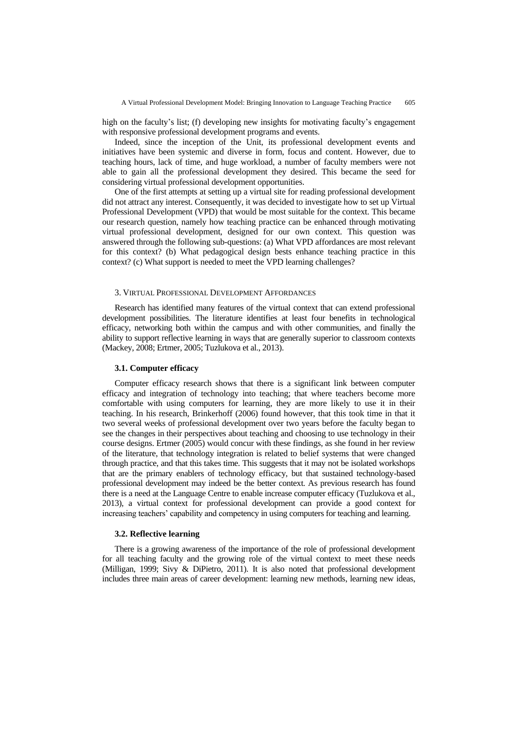high on the faculty's list; (f) developing new insights for motivating faculty's engagement with responsive professional development programs and events.

Indeed, since the inception of the Unit, its professional development events and initiatives have been systemic and diverse in form, focus and content. However, due to teaching hours, lack of time, and huge workload, a number of faculty members were not able to gain all the professional development they desired. This became the seed for considering virtual professional development opportunities.

One of the first attempts at setting up a virtual site for reading professional development did not attract any interest. Consequently, it was decided to investigate how to set up Virtual Professional Development (VPD) that would be most suitable for the context. This became our research question, namely how teaching practice can be enhanced through motivating virtual professional development, designed for our own context. This question was answered through the following sub-questions: (a) What VPD affordances are most relevant for this context? (b) What pedagogical design bests enhance teaching practice in this context? (c) What support is needed to meet the VPD learning challenges?

## 3. Virtual Professional Development Affordances

Research has identified many features of the virtual context that can extend professional development possibilities. The literature identifies at least four benefits in technological efficacy, networking both within the campus and with other communities, and finally the ability to support reflective learning in ways that are generally superior to classroom contexts (Mackey, 2008; Ertmer, 2005; Tuzlukova et al., 2013).

### 3.1. Computer efficacy

Computer efficacy research shows that there is a significant link between computer efficacy and integration of technology into teaching; that where teachers become more comfortable with using computers for learning, they are more likely to use it in their teaching. In his research, Brinkerhoff (2006) found however, that this took time in that it two several weeks of professional development over two years before the faculty began to see the changes in their perspectives about teaching and choosing to use technology in their course designs. Ertmer (2005) would concur with these findings, as she found in her review of the literature, that technology integration is related to belief systems that were changed through practice, and that this takes time. This suggests that it may not be isolated workshops that are the primary enablers of technology efficacy, but that sustained technology-based professional development may indeed be the better context. As previous research has found there is a need at the Language Centre to enable increase computer efficacy (Tuzlukova et al., 2013), a virtual context for professional development can provide a good context for increasing teachers' capability and competency in using computers for teaching and learning.

### 3.2. Reflective learning

There is a growing awareness of the importance of the role of professional development for all teaching faculty and the growing role of the virtual context to meet these needs (Milligan, 1999; Sivy & DiPietro, 2011). It is also noted that professional development includes three main areas of career development: learning new methods, learning new ideas,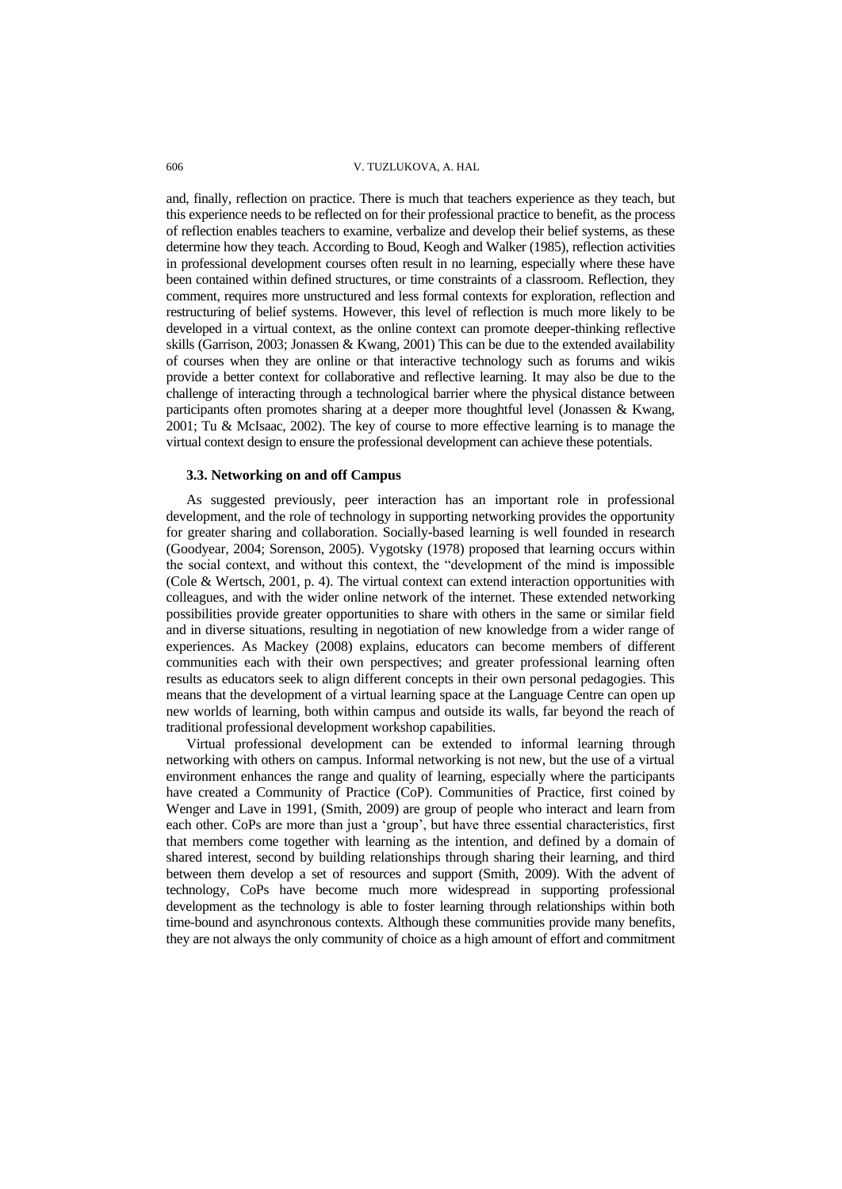and, finally, reflection on practice. There is much that teachers experience as they teach, but this experience needs to be reflected on for their professional practice to benefit, as the process of reflection enables teachers to examine, verbalize and develop their belief systems, as these determine how they teach. According to Boud, Keogh and Walker (1985), reflection activities in professional development courses often result in no learning, especially where these have been contained within defined structures, or time constraints of a classroom. Reflection, they comment, requires more unstructured and less formal contexts for exploration, reflection and restructuring of belief systems. However, this level of reflection is much more likely to be developed in a virtual context, as the online context can promote deeper-thinking reflective skills (Garrison, 2003; Jonassen & Kwang, 2001) This can be due to the extended availability of courses when they are online or that interactive technology such as forums and wikis provide a better context for collaborative and reflective learning. It may also be due to the challenge of interacting through a technological barrier where the physical distance between participants often promotes sharing at a deeper more thoughtful level (Jonassen & Kwang, 2001; Tu & McIsaac, 2002). The key of course to more effective learning is to manage the virtual context design to ensure the professional development can achieve these potentials.

### 3.3. Networking on and off Campus

As suggested previously, peer interaction has an important role in professional development, and the role of technology in supporting networking provides the opportunity for greater sharing and collaboration. Socially-based learning is well founded in research (Goodyear, 2004; Sorenson, 2005). Vygotsky (1978) proposed that learning occurs within the social context, and without this context, the "development of the mind is impossible (Cole & Wertsch, 2001, p. 4). The virtual context can extend interaction opportunities with colleagues, and with the wider online network of the internet. These extended networking possibilities provide greater opportunities to share with others in the same or similar field and in diverse situations, resulting in negotiation of new knowledge from a wider range of experiences. As Mackey (2008) explains, educators can become members of different communities each with their own perspectives; and greater professional learning often results as educators seek to align different concepts in their own personal pedagogies. This means that the development of a virtual learning space at the Language Centre can open up new worlds of learning, both within campus and outside its walls, far beyond the reach of traditional professional development workshop capabilities.

Virtual professional development can be extended to informal learning through networking with others on campus. Informal networking is not new, but the use of a virtual environment enhances the range and quality of learning, especially where the participants have created a Community of Practice (CoP). Communities of Practice, first coined by Wenger and Lave in 1991, (Smith, 2009) are group of people who interact and learn from each other. CoPs are more than just a 'group', but have three essential characteristics, first that members come together with learning as the intention, and defined by a domain of shared interest, second by building relationships through sharing their learning, and third between them develop a set of resources and support (Smith, 2009). With the advent of technology, CoPs have become much more widespread in supporting professional development as the technology is able to foster learning through relationships within both time-bound and asynchronous contexts. Although these communities provide many benefits, they are not always the only community of choice as a high amount of effort and commitment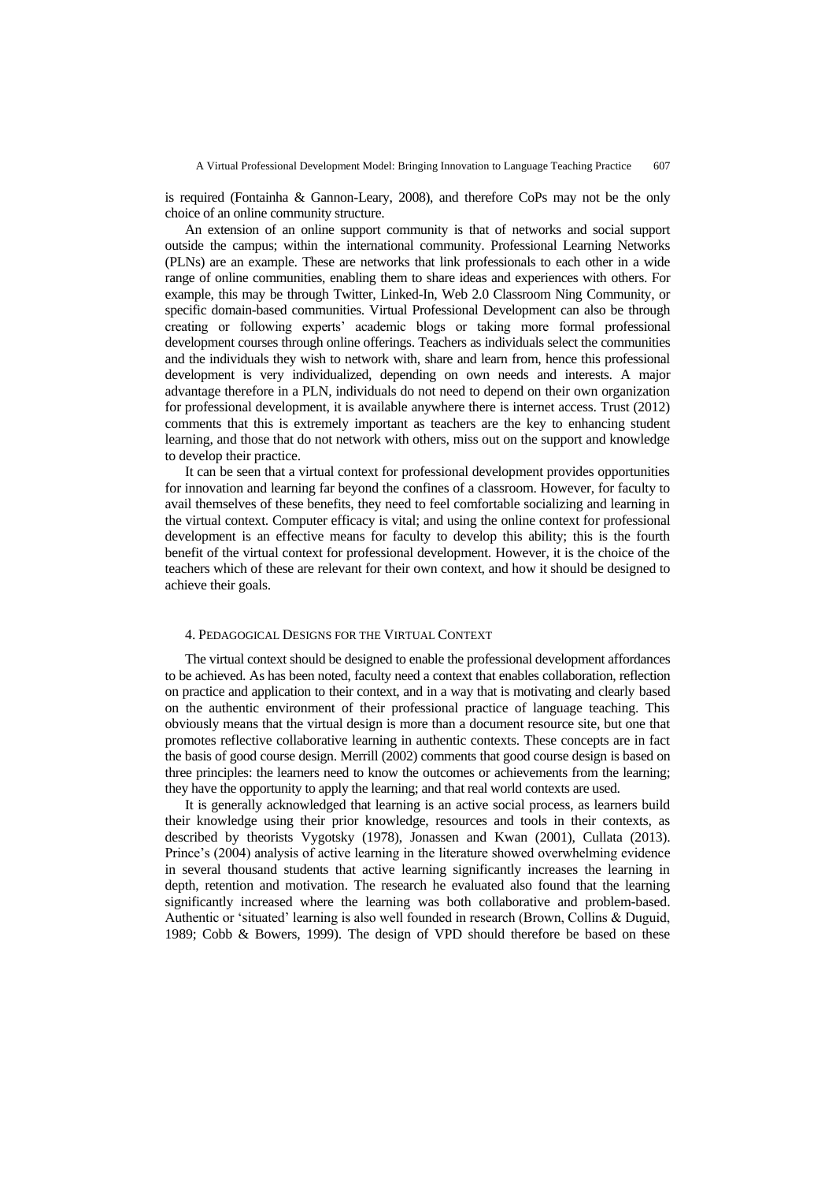is required (Fontainha & Gannon-Leary, 2008), and therefore CoPs may not be the only choice of an online community structure.

An extension of an online support community is that of networks and social support outside the campus; within the international community. Professional Learning Networks (PLNs) are an example. These are networks that link professionals to each other in a wide range of online communities, enabling them to share ideas and experiences with others. For example, this may be through Twitter, Linked-In, Web 2.0 Classroom Ning Community, or specific domain-based communities. Virtual Professional Development can also be through creating or following experts' academic blogs or taking more formal professional development courses through online offerings. Teachers as individuals select the communities and the individuals they wish to network with, share and learn from, hence this professional development is very individualized, depending on own needs and interests. A major advantage therefore in a PLN, individuals do not need to depend on their own organization for professional development, it is available anywhere there is internet access. Trust (2012) comments that this is extremely important as teachers are the key to enhancing student learning, and those that do not network with others, miss out on the support and knowledge to develop their practice.

It can be seen that a virtual context for professional development provides opportunities for innovation and learning far beyond the confines of a classroom. However, for faculty to avail themselves of these benefits, they need to feel comfortable socializing and learning in the virtual context. Computer efficacy is vital; and using the online context for professional development is an effective means for faculty to develop this ability; this is the fourth benefit of the virtual context for professional development. However, it is the choice of the teachers which of these are relevant for their own context, and how it should be designed to achieve their goals.

## 4. Pedagogical Designs for the Virtual Context

The virtual context should be designed to enable the professional development affordances to be achieved. As has been noted, faculty need a context that enables collaboration, reflection on practice and application to their context, and in a way that is motivating and clearly based on the authentic environment of their professional practice of language teaching. This obviously means that the virtual design is more than a document resource site, but one that promotes reflective collaborative learning in authentic contexts. These concepts are in fact the basis of good course design. Merrill (2002) comments that good course design is based on three principles: the learners need to know the outcomes or achievements from the learning; they have the opportunity to apply the learning; and that real world contexts are used.

It is generally acknowledged that learning is an active social process, as learners build their knowledge using their prior knowledge, resources and tools in their contexts, as described by theorists Vygotsky (1978), Jonassen and Kwan (2001), Cullata (2013). Prince's (2004) analysis of active learning in the literature showed overwhelming evidence in several thousand students that active learning significantly increases the learning in depth, retention and motivation. The research he evaluated also found that the learning significantly increased where the learning was both collaborative and problem-based. Authentic or 'situated' learning is also well founded in research (Brown, Collins & Duguid, 1989; Cobb & Bowers, 1999). The design of VPD should therefore be based on these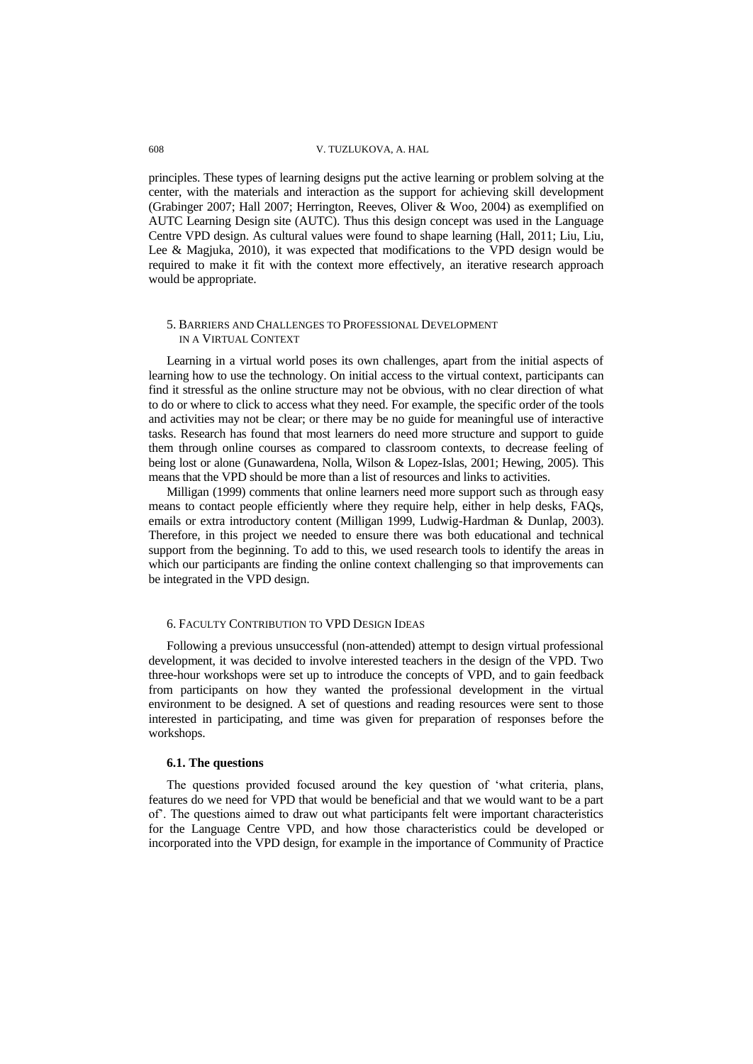principles. These types of learning designs put the active learning or problem solving at the center, with the materials and interaction as the support for achieving skill development (Grabinger 2007; Hall 2007; Herrington, Reeves, Oliver & Woo, 2004) as exemplified on AUTC Learning Design site (AUTC). Thus this design concept was used in the Language Centre VPD design. As cultural values were found to shape learning (Hall, 2011; Liu, Liu, Lee & Magjuka, 2010), it was expected that modifications to the VPD design would be required to make it fit with the context more effectively, an iterative research approach would be appropriate.

## 5. Barriers and Challenges to Professional Development in a Virtual Context

Learning in a virtual world poses its own challenges, apart from the initial aspects of learning how to use the technology. On initial access to the virtual context, participants can find it stressful as the online structure may not be obvious, with no clear direction of what to do or where to click to access what they need. For example, the specific order of the tools and activities may not be clear; or there may be no guide for meaningful use of interactive tasks. Research has found that most learners do need more structure and support to guide them through online courses as compared to classroom contexts, to decrease feeling of being lost or alone (Gunawardena, Nolla, Wilson & Lopez-Islas, 2001; Hewing, 2005). This means that the VPD should be more than a list of resources and links to activities.

Milligan (1999) comments that online learners need more support such as through easy means to contact people efficiently where they require help, either in help desks, FAQs, emails or extra introductory content (Milligan 1999, Ludwig-Hardman & Dunlap, 2003). Therefore, in this project we needed to ensure there was both educational and technical support from the beginning. To add to this, we used research tools to identify the areas in which our participants are finding the online context challenging so that improvements can be integrated in the VPD design.

## 6. Faculty Contribution to VPD Design Ideas

Following a previous unsuccessful (non-attended) attempt to design virtual professional development, it was decided to involve interested teachers in the design of the VPD. Two three-hour workshops were set up to introduce the concepts of VPD, and to gain feedback from participants on how they wanted the professional development in the virtual environment to be designed. A set of questions and reading resources were sent to those interested in participating, and time was given for preparation of responses before the workshops.

### 6.1. The questions

The questions provided focused around the key question of 'what criteria, plans, features do we need for VPD that would be beneficial and that we would want to be a part of'. The questions aimed to draw out what participants felt were important characteristics for the Language Centre VPD, and how those characteristics could be developed or incorporated into the VPD design, for example in the importance of Community of Practice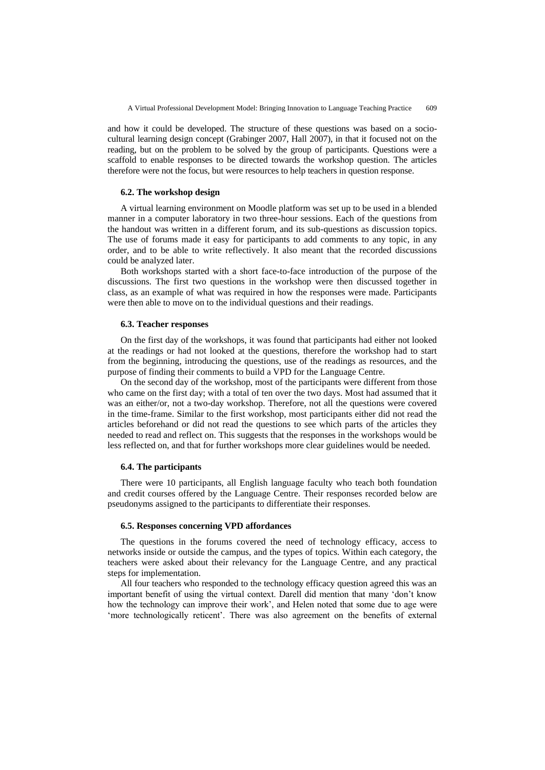and how it could be developed. The structure of these questions was based on a socio-cultural learning design concept (Grabinger 2007, Hall 2007), in that it focused not on the reading, but on the problem to be solved by the group of participants. Questions were a scaffold to enable responses to be directed towards the workshop question. The articles therefore were not the focus, but were resources to help teachers in question response.

### 6.2. The workshop design

A virtual learning environment on Moodle platform was set up to be used in a blended manner in a computer laboratory in two three-hour sessions. Each of the questions from the handout was written in a different forum, and its sub-questions as discussion topics. The use of forums made it easy for participants to add comments to any topic, in any order, and to be able to write reflectively. It also meant that the recorded discussions could be analyzed later.

Both workshops started with a short face-to-face introduction of the purpose of the discussions. The first two questions in the workshop were then discussed together in class, as an example of what was required in how the responses were made. Participants were then able to move on to the individual questions and their readings.

### 6.3. Teacher responses

On the first day of the workshops, it was found that participants had either not looked at the readings or had not looked at the questions, therefore the workshop had to start from the beginning, introducing the questions, use of the readings as resources, and the purpose of finding their comments to build a VPD for the Language Centre.

On the second day of the workshop, most of the participants were different from those who came on the first day; with a total of ten over the two days. Most had assumed that it was an either/or, not a two-day workshop. Therefore, not all the questions were covered in the time-frame. Similar to the first workshop, most participants either did not read the articles beforehand or did not read the questions to see which parts of the articles they needed to read and reflect on. This suggests that the responses in the workshops would be less reflected on, and that for further workshops more clear guidelines would be needed.

### 6.4. The participants

There were 10 participants, all English language faculty who teach both foundation and credit courses offered by the Language Centre. Their responses recorded below are pseudonyms assigned to the participants to differentiate their responses.

### 6.5. Responses concerning VPD affordances

The questions in the forums covered the need of technology efficacy, access to networks inside or outside the campus, and the types of topics. Within each category, the teachers were asked about their relevancy for the Language Centre, and any practical steps for implementation.

All four teachers who responded to the technology efficacy question agreed this was an important benefit of using the virtual context. Darell did mention that many 'don't know how the technology can improve their work', and Helen noted that some due to age were 'more technologically reticent'. There was also agreement on the benefits of external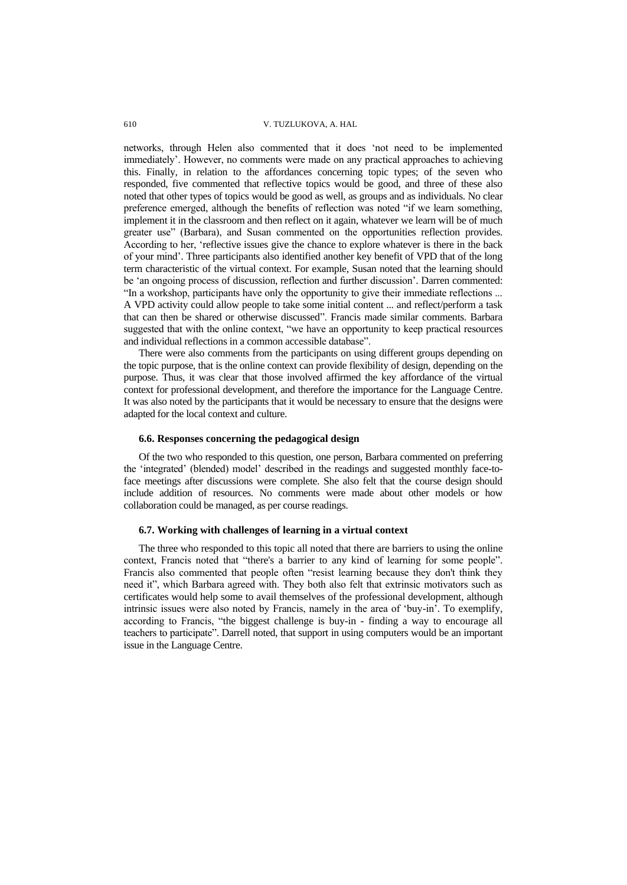networks, through Helen also commented that it does 'not need to be implemented immediately'. However, no comments were made on any practical approaches to achieving this. Finally, in relation to the affordances concerning topic types; of the seven who responded, five commented that reflective topics would be good, and three of these also noted that other types of topics would be good as well, as groups and as individuals. No clear preference emerged, although the benefits of reflection was noted "if we learn something, implement it in the classroom and then reflect on it again, whatever we learn will be of much greater use" (Barbara), and Susan commented on the opportunities reflection provides. According to her, 'reflective issues give the chance to explore whatever is there in the back of your mind'. Three participants also identified another key benefit of VPD that of the long term characteristic of the virtual context. For example, Susan noted that the learning should be 'an ongoing process of discussion, reflection and further discussion'. Darren commented: "In a workshop, participants have only the opportunity to give their immediate reflections ... A VPD activity could allow people to take some initial content ... and reflect/perform a task that can then be shared or otherwise discussed". Francis made similar comments. Barbara suggested that with the online context, "we have an opportunity to keep practical resources and individual reflections in a common accessible database".

There were also comments from the participants on using different groups depending on the topic purpose, that is the online context can provide flexibility of design, depending on the purpose. Thus, it was clear that those involved affirmed the key affordance of the virtual context for professional development, and therefore the importance for the Language Centre. It was also noted by the participants that it would be necessary to ensure that the designs were adapted for the local context and culture.

### 6.6. Responses concerning the pedagogical design

Of the two who responded to this question, one person, Barbara commented on preferring the 'integrated' (blended) model' described in the readings and suggested monthly face-to-face meetings after discussions were complete. She also felt that the course design should include addition of resources. No comments were made about other models or how collaboration could be managed, as per course readings.

### 6.7. Working with challenges of learning in a virtual context

The three who responded to this topic all noted that there are barriers to using the online context, Francis noted that "there's a barrier to any kind of learning for some people". Francis also commented that people often "resist learning because they don't think they need it", which Barbara agreed with. They both also felt that extrinsic motivators such as certificates would help some to avail themselves of the professional development, although intrinsic issues were also noted by Francis, namely in the area of 'buy-in'. To exemplify, according to Francis, "the biggest challenge is buy-in - finding a way to encourage all teachers to participate". Darrell noted, that support in using computers would be an important issue in the Language Centre.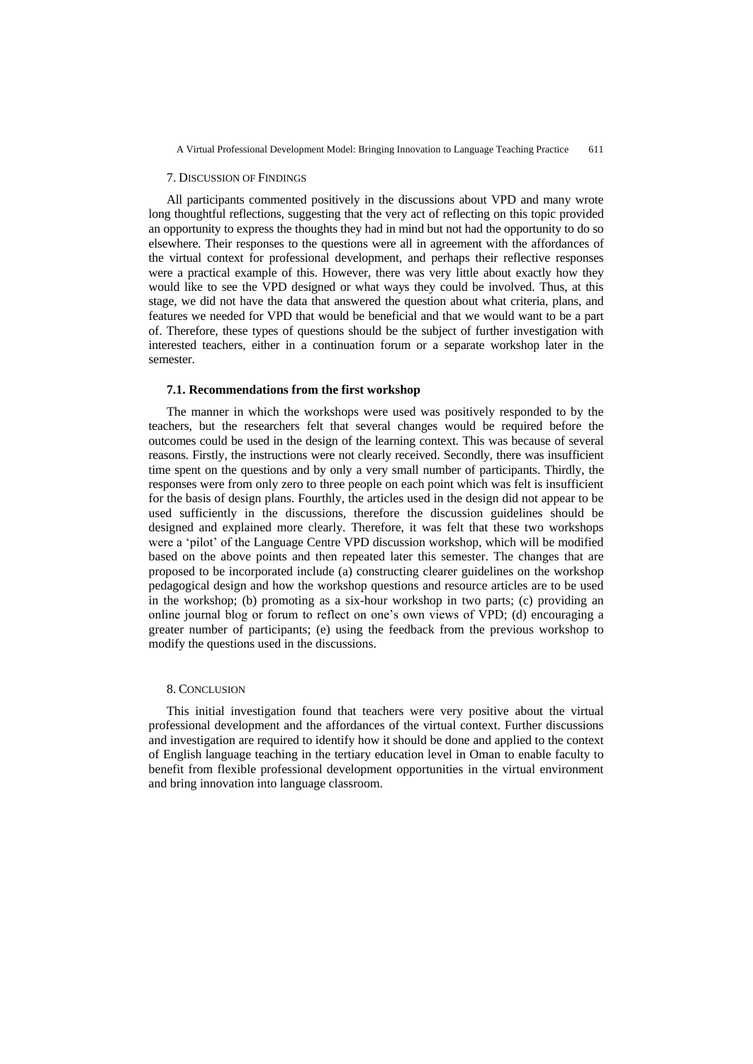## 7. Discussion of Findings

All participants commented positively in the discussions about VPD and many wrote long thoughtful reflections, suggesting that the very act of reflecting on this topic provided an opportunity to express the thoughts they had in mind but not had the opportunity to do so elsewhere. Their responses to the questions were all in agreement with the affordances of the virtual context for professional development, and perhaps their reflective responses were a practical example of this. However, there was very little about exactly how they would like to see the VPD designed or what ways they could be involved. Thus, at this stage, we did not have the data that answered the question about what criteria, plans, and features we needed for VPD that would be beneficial and that we would want to be a part of. Therefore, these types of questions should be the subject of further investigation with interested teachers, either in a continuation forum or a separate workshop later in the semester.

### 7.1. Recommendations from the first workshop

The manner in which the workshops were used was positively responded to by the teachers, but the researchers felt that several changes would be required before the outcomes could be used in the design of the learning context. This was because of several reasons. Firstly, the instructions were not clearly received. Secondly, there was insufficient time spent on the questions and by only a very small number of participants. Thirdly, the responses were from only zero to three people on each point which was felt is insufficient for the basis of design plans. Fourthly, the articles used in the design did not appear to be used sufficiently in the discussions, therefore the discussion guidelines should be designed and explained more clearly. Therefore, it was felt that these two workshops were a 'pilot' of the Language Centre VPD discussion workshop, which will be modified based on the above points and then repeated later this semester. The changes that are proposed to be incorporated include (a) constructing clearer guidelines on the workshop pedagogical design and how the workshop questions and resource articles are to be used in the workshop; (b) promoting as a six-hour workshop in two parts; (c) providing an online journal blog or forum to reflect on one's own views of VPD; (d) encouraging a greater number of participants; (e) using the feedback from the previous workshop to modify the questions used in the discussions.

## 8. Conclusion

This initial investigation found that teachers were very positive about the virtual professional development and the affordances of the virtual context. Further discussions and investigation are required to identify how it should be done and applied to the context of English language teaching in the tertiary education level in Oman to enable faculty to benefit from flexible professional development opportunities in the virtual environment and bring innovation into language classroom.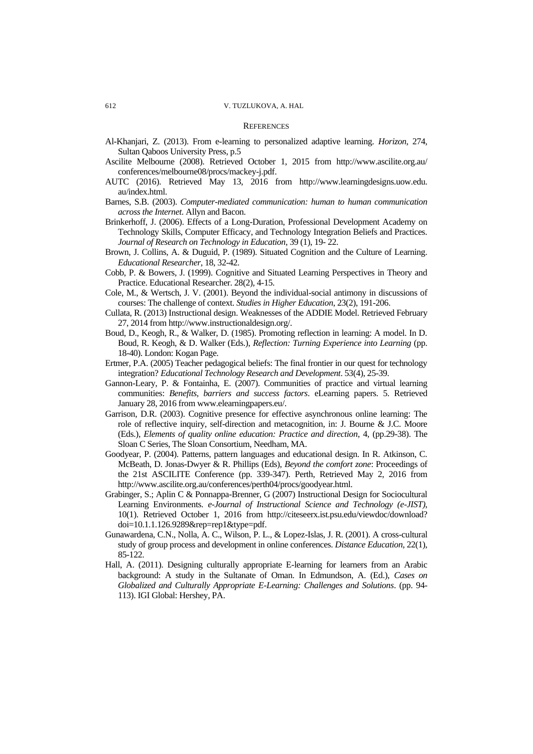## REFERENCES

Al-Khanjari, Z. (2013). From e-learning to personalized adaptive learning. *Horizon*, 274, Sultan Qaboos University Press, p.5

Ascilite Melbourne (2008). Retrieved October 1, 2015 from http://www.ascilite.org.au/conferences/melbourne08/procs/mackey-j.pdf.

AUTC (2016). Retrieved May 13, 2016 from http://www.learningdesigns.uow.edu.au/index.html.

Barnes, S.B. (2003). *Computer-mediated communication: human to human communication across the Internet*. Allyn and Bacon.

Brinkerhoff, J. (2006). Effects of a Long-Duration, Professional Development Academy on Technology Skills, Computer Efficacy, and Technology Integration Beliefs and Practices. *Journal of Research on Technology in Education*, 39 (1), 19- 22.

Brown, J. Collins, A. & Duguid, P. (1989). Situated Cognition and the Culture of Learning. *Educational Researcher*, 18, 32-42.

Cobb, P. & Bowers, J. (1999). Cognitive and Situated Learning Perspectives in Theory and Practice. Educational Researcher. 28(2), 4-15.

Cole, M., & Wertsch, J. V. (2001). Beyond the individual-social antimony in discussions of courses: The challenge of context. *Studies in Higher Education*, 23(2), 191-206.

Cullata, R. (2013) Instructional design. Weaknesses of the ADDIE Model. Retrieved February 27, 2014 from http://www.instructionaldesign.org/.

Boud, D., Keogh, R., & Walker, D. (1985). Promoting reflection in learning: A model. In D. Boud, R. Keogh, & D. Walker (Eds.), *Reflection: Turning Experience into Learning* (pp. 18-40). London: Kogan Page.

Ertmer, P.A. (2005) Teacher pedagogical beliefs: The final frontier in our quest for technology integration? *Educational Technology Research and Development*. 53(4), 25-39.

Gannon-Leary, P. & Fontainha, E. (2007). Communities of practice and virtual learning communities: *Benefits, barriers and success factors*. eLearning papers. 5. Retrieved January 28, 2016 from www.elearningpapers.eu/.

Garrison, D.R. (2003). Cognitive presence for effective asynchronous online learning: The role of reflective inquiry, self-direction and metacognition, in: J. Bourne & J.C. Moore (Eds.), *Elements of quality online education: Practice and direction*, 4, (pp.29-38). The Sloan C Series, The Sloan Consortium, Needham, MA.

Goodyear, P. (2004). Patterns, pattern languages and educational design. In R. Atkinson, C. McBeath, D. Jonas-Dwyer & R. Phillips (Eds), *Beyond the comfort zone*: Proceedings of the 21st ASCILITE Conference (pp. 339-347). Perth, Retrieved May 2, 2016 from http://www.ascilite.org.au/conferences/perth04/procs/goodyear.html.

Grabinger, S.; Aplin C & Ponnappa-Brenner, G (2007) Instructional Design for Sociocultural Learning Environments. *e-Journal of Instructional Science and Technology (e-JIST)*, 10(1). Retrieved October 1, 2016 from http://citeseerx.ist.psu.edu/viewdoc/download?doi=10.1.1.126.9289&rep=rep1&type=pdf.

Gunawardena, C.N., Nolla, A. C., Wilson, P. L., & Lopez-Islas, J. R. (2001). A cross-cultural study of group process and development in online conferences. *Distance Education*, 22(1), 85-122.

Hall, A. (2011). Designing culturally appropriate E-learning for learners from an Arabic background: A study in the Sultanate of Oman. In Edmundson, A. (Ed.), *Cases on Globalized and Culturally Appropriate E-Learning: Challenges and Solutions*. (pp. 94-113). IGI Global: Hershey, PA.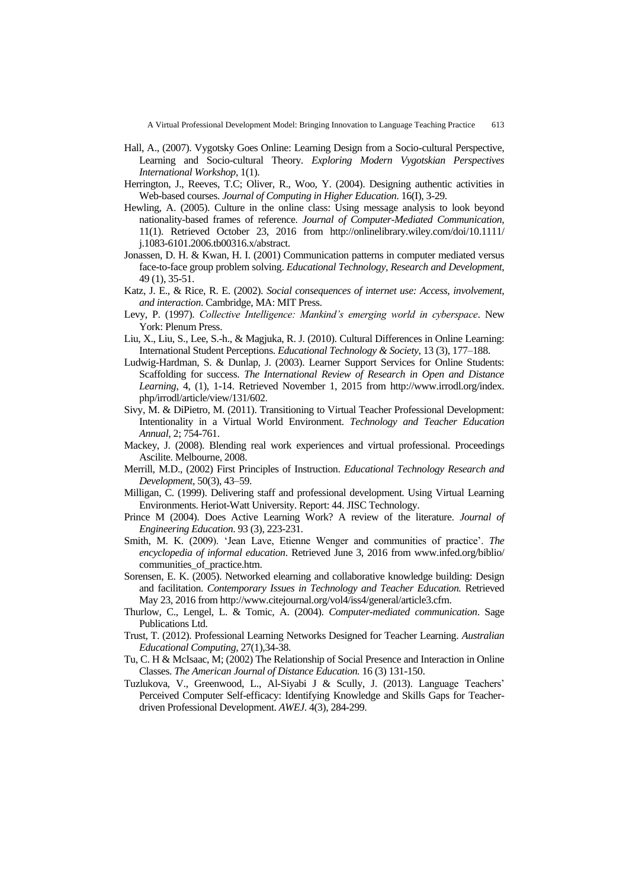Hall, A., (2007). Vygotsky Goes Online: Learning Design from a Socio-cultural Perspective, Learning and Socio-cultural Theory. *Exploring Modern Vygotskian Perspectives International Workshop*, 1(1).

Herrington, J., Reeves, T.C; Oliver, R., Woo, Y. (2004). Designing authentic activities in Web-based courses. *Journal of Computing in Higher Education*. 16(I), 3-29.

Hewling, A. (2005). Culture in the online class: Using message analysis to look beyond nationality-based frames of reference. *Journal of Computer-Mediated Communication*, 11(1). Retrieved October 23, 2016 from http://onlinelibrary.wiley.com/doi/10.1111/j.1083-6101.2006.tb00316.x/abstract.

Jonassen, D. H. & Kwan, H. I. (2001) Communication patterns in computer mediated versus face-to-face group problem solving. *Educational Technology, Research and Development*, 49 (1), 35-51.

Katz, J. E., & Rice, R. E. (2002). *Social consequences of internet use: Access, involvement, and interaction*. Cambridge, MA: MIT Press.

Levy, P. (1997). *Collective Intelligence: Mankind's emerging world in cyberspace*. New York: Plenum Press.

Liu, X., Liu, S., Lee, S.-h., & Magjuka, R. J. (2010). Cultural Differences in Online Learning: International Student Perceptions. *Educational Technology & Society*, 13 (3), 177–188.

Ludwig-Hardman, S. & Dunlap, J. (2003). Learner Support Services for Online Students: Scaffolding for success. *The International Review of Research in Open and Distance Learning*, 4, (1), 1-14. Retrieved November 1, 2015 from http://www.irrodl.org/index.php/irrodl/article/view/131/602.

Sivy, M. & DiPietro, M. (2011). Transitioning to Virtual Teacher Professional Development: Intentionality in a Virtual World Environment. *Technology and Teacher Education Annual*, 2; 754-761.

Mackey, J. (2008). Blending real work experiences and virtual professional. Proceedings Ascilite. Melbourne, 2008.

Merrill, M.D., (2002) First Principles of Instruction. *Educational Technology Research and Development*, 50(3), 43–59.

Milligan, C. (1999). Delivering staff and professional development. Using Virtual Learning Environments. Heriot-Watt University. Report: 44. JISC Technology.

Prince M (2004). Does Active Learning Work? A review of the literature. *Journal of Engineering Education*. 93 (3), 223-231.

Smith, M. K. (2009). 'Jean Lave, Etienne Wenger and communities of practice'. *The encyclopedia of informal education*. Retrieved June 3, 2016 from www.infed.org/biblio/communities_of_practice.htm.

Sorensen, E. K. (2005). Networked elearning and collaborative knowledge building: Design and facilitation. *Contemporary Issues in Technology and Teacher Education.* Retrieved May 23, 2016 from http://www.citejournal.org/vol4/iss4/general/article3.cfm.

Thurlow, C., Lengel, L. & Tomic, A. (2004). *Computer-mediated communication*. Sage Publications Ltd.

Trust, T. (2012). Professional Learning Networks Designed for Teacher Learning. *Australian Educational Computing*, 27(1),34-38.

Tu, C. H & McIsaac, M; (2002) The Relationship of Social Presence and Interaction in Online Classes. *The American Journal of Distance Education.* 16 (3) 131-150.

Tuzlukova, V., Greenwood, L., Al-Siyabi J & Scully, J. (2013). Language Teachers' Perceived Computer Self-efficacy: Identifying Knowledge and Skills Gaps for Teacher-driven Professional Development. *AWEJ*. 4(3), 284-299.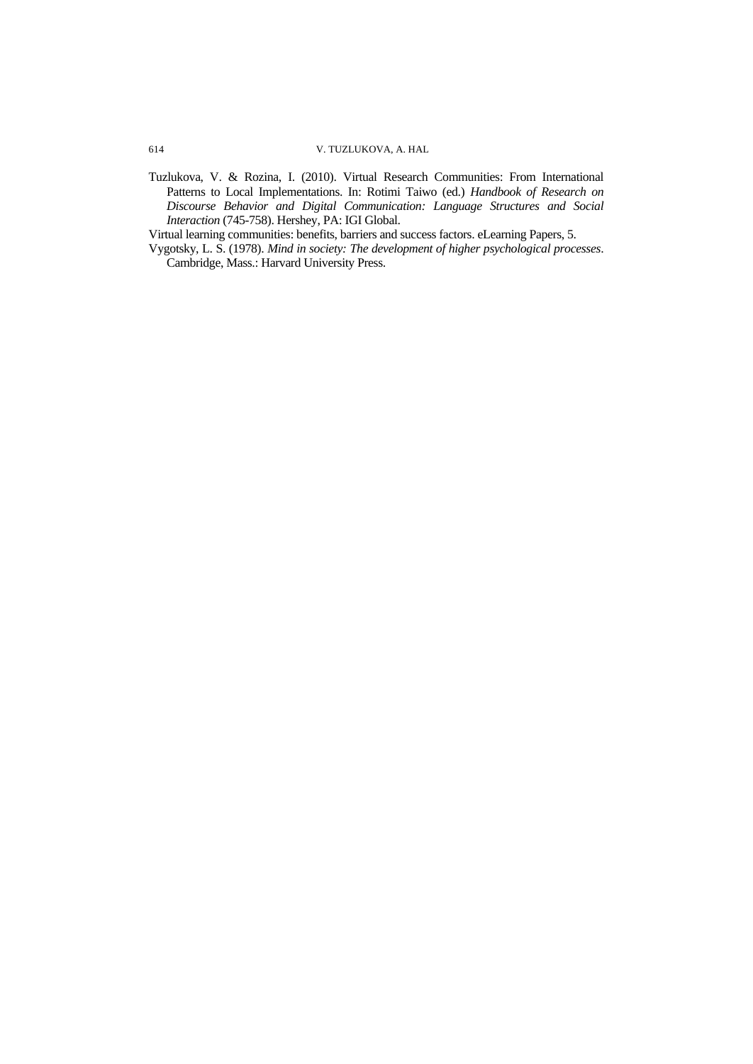Tuzlukova, V. & Rozina, I. (2010). Virtual Research Communities: From International Patterns to Local Implementations. In: Rotimi Taiwo (ed.) *Handbook of Research on Discourse Behavior and Digital Communication: Language Structures and Social Interaction* (745-758). Hershey, PA: IGI Global.

Virtual learning communities: benefits, barriers and success factors. eLearning Papers, 5.

Vygotsky, L. S. (1978). *Mind in society: The development of higher psychological processes*. Cambridge, Mass.: Harvard University Press.